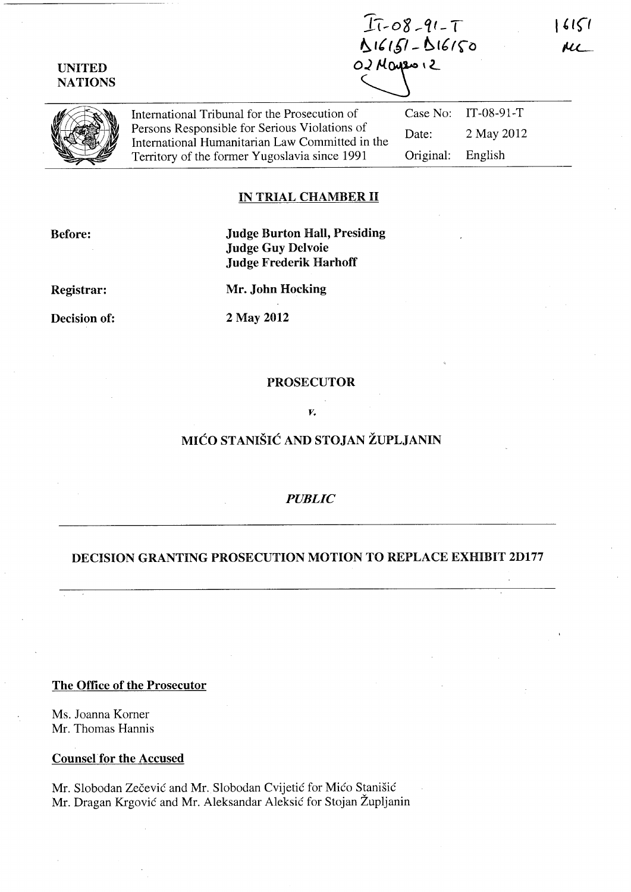IT-08-91-T
D16151 - D16150
02 May 2012

16151
MC

UNITED
NATIONS

| International Tribunal for the Prosecution of Persons Responsible for Serious Violations of International Humanitarian Law Committed in the Territory of the former Yugoslavia since 1991 | Case No: | IT-08-91-T |
| --- | --- | --- |
| | Date: | 2 May 2012 |
| | Original: | English |

## IN TRIAL CHAMBER II

**Before:** **Judge Burton Hall, Presiding**
**Judge Guy Delvoie**
**Judge Frederik Harhoff**

**Registrar:** **Mr. John Hocking**

**Decision of:** **2 May 2012**

**PROSECUTOR**

*v.*

**MIĆO STANIŠIĆ AND STOJAN ŽUPLJANIN**

***PUBLIC***

## DECISION GRANTING PROSECUTION MOTION TO REPLACE EXHIBIT 2D177

**The Office of the Prosecutor**

Ms. Joanna Korner
Mr. Thomas Hannis

**Counsel for the Accused**

Mr. Slobodan Zečević and Mr. Slobodan Cvijetić for Mićo Stanišić
Mr. Dragan Krgović and Mr. Aleksandar Aleksić for Stojan Župljanin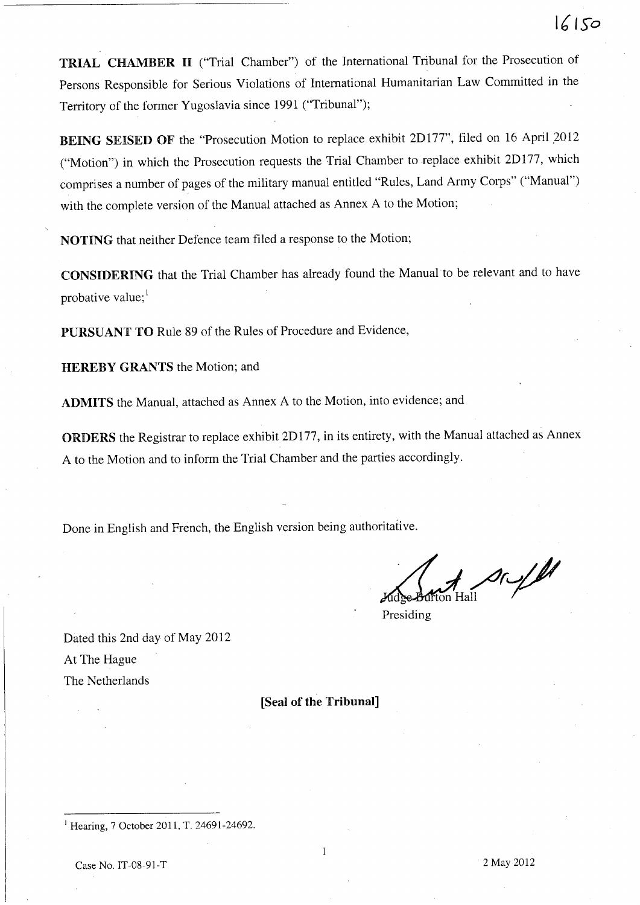**TRIAL CHAMBER II** ("Trial Chamber") of the International Tribunal for the Prosecution of Persons Responsible for Serious Violations of International Humanitarian Law Committed in the Territory of the former Yugoslavia since 1991 ("Tribunal");

**BEING SEISED OF** the "Prosecution Motion to replace exhibit 2D177", filed on 16 April 2012 ("Motion") in which the Prosecution requests the Trial Chamber to replace exhibit 2D177, which comprises a number of pages of the military manual entitled "Rules, Land Army Corps" ("Manual") with the complete version of the Manual attached as Annex A to the Motion;

**NOTING** that neither Defence team filed a response to the Motion;

**CONSIDERING** that the Trial Chamber has already found the Manual to be relevant and to have probative value;[1]

**PURSUANT TO** Rule 89 of the Rules of Procedure and Evidence,

**HEREBY GRANTS** the Motion; and

**ADMITS** the Manual, attached as Annex A to the Motion, into evidence; and

**ORDERS** the Registrar to replace exhibit 2D177, in its entirety, with the Manual attached as Annex A to the Motion and to inform the Trial Chamber and the parties accordingly.

Done in English and French, the English version being authoritative.

Judge Burton Hall
Presiding

Dated this 2nd day of May 2012
At The Hague
The Netherlands

**[Seal of the Tribunal]**

---

[1] Hearing, 7 October 2011, T. 24691-24692.